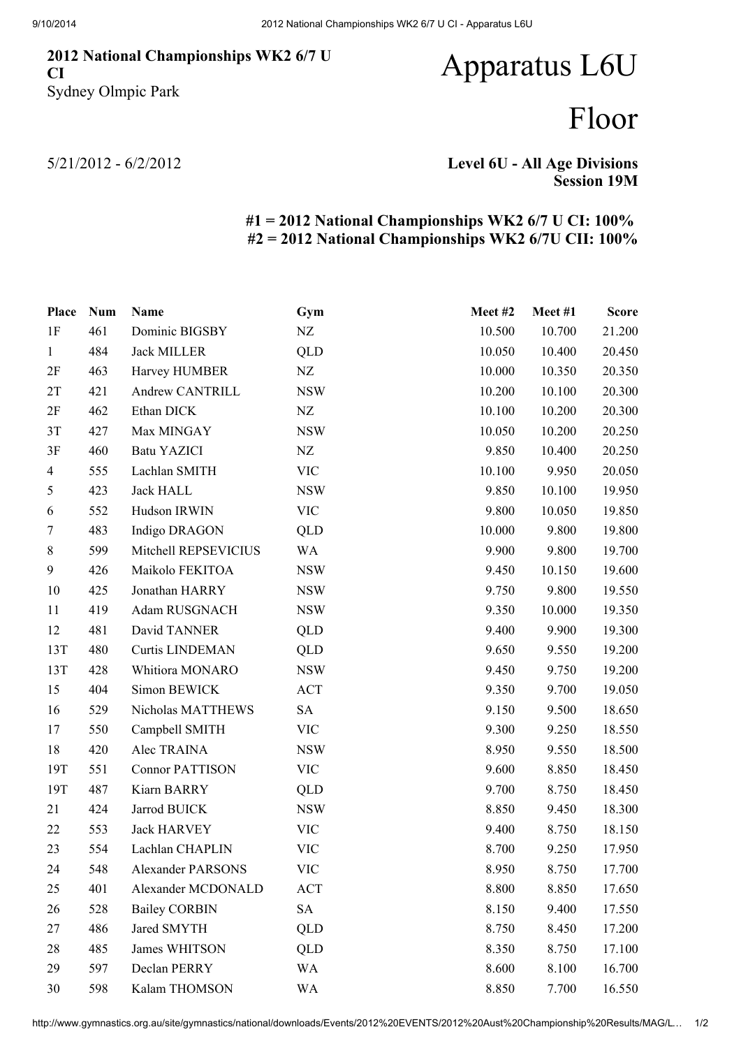**2012 National Championships WK2 6/7 U CI**
Sydney Olmpic Park

# Apparatus L6U

# Floor

5/21/2012 - 6/2/2012

**Level 6U - All Age Divisions**
**Session 19M**

**#1 = 2012 National Championships WK2 6/7 U CI: 100%**
**#2 = 2012 National Championships WK2 6/7U CII: 100%**

| Place | Num | Name | Gym | Meet #2 | Meet #1 | Score |
|---|---|---|---|---|---|---|
| 1F | 461 | Dominic BIGSBY | NZ | 10.500 | 10.700 | 21.200 |
| 1 | 484 | Jack MILLER | QLD | 10.050 | 10.400 | 20.450 |
| 2F | 463 | Harvey HUMBER | NZ | 10.000 | 10.350 | 20.350 |
| 2T | 421 | Andrew CANTRILL | NSW | 10.200 | 10.100 | 20.300 |
| 2F | 462 | Ethan DICK | NZ | 10.100 | 10.200 | 20.300 |
| 3T | 427 | Max MINGAY | NSW | 10.050 | 10.200 | 20.250 |
| 3F | 460 | Batu YAZICI | NZ | 9.850 | 10.400 | 20.250 |
| 4 | 555 | Lachlan SMITH | VIC | 10.100 | 9.950 | 20.050 |
| 5 | 423 | Jack HALL | NSW | 9.850 | 10.100 | 19.950 |
| 6 | 552 | Hudson IRWIN | VIC | 9.800 | 10.050 | 19.850 |
| 7 | 483 | Indigo DRAGON | QLD | 10.000 | 9.800 | 19.800 |
| 8 | 599 | Mitchell REPSEVICIUS | WA | 9.900 | 9.800 | 19.700 |
| 9 | 426 | Maikolo FEKITOA | NSW | 9.450 | 10.150 | 19.600 |
| 10 | 425 | Jonathan HARRY | NSW | 9.750 | 9.800 | 19.550 |
| 11 | 419 | Adam RUSGNACH | NSW | 9.350 | 10.000 | 19.350 |
| 12 | 481 | David TANNER | QLD | 9.400 | 9.900 | 19.300 |
| 13T | 480 | Curtis LINDEMAN | QLD | 9.650 | 9.550 | 19.200 |
| 13T | 428 | Whitiora MONARO | NSW | 9.450 | 9.750 | 19.200 |
| 15 | 404 | Simon BEWICK | ACT | 9.350 | 9.700 | 19.050 |
| 16 | 529 | Nicholas MATTHEWS | SA | 9.150 | 9.500 | 18.650 |
| 17 | 550 | Campbell SMITH | VIC | 9.300 | 9.250 | 18.550 |
| 18 | 420 | Alec TRAINA | NSW | 8.950 | 9.550 | 18.500 |
| 19T | 551 | Connor PATTISON | VIC | 9.600 | 8.850 | 18.450 |
| 19T | 487 | Kiarn BARRY | QLD | 9.700 | 8.750 | 18.450 |
| 21 | 424 | Jarrod BUICK | NSW | 8.850 | 9.450 | 18.300 |
| 22 | 553 | Jack HARVEY | VIC | 9.400 | 8.750 | 18.150 |
| 23 | 554 | Lachlan CHAPLIN | VIC | 8.700 | 9.250 | 17.950 |
| 24 | 548 | Alexander PARSONS | VIC | 8.950 | 8.750 | 17.700 |
| 25 | 401 | Alexander MCDONALD | ACT | 8.800 | 8.850 | 17.650 |
| 26 | 528 | Bailey CORBIN | SA | 8.150 | 9.400 | 17.550 |
| 27 | 486 | Jared SMYTH | QLD | 8.750 | 8.450 | 17.200 |
| 28 | 485 | James WHITSON | QLD | 8.350 | 8.750 | 17.100 |
| 29 | 597 | Declan PERRY | WA | 8.600 | 8.100 | 16.700 |
| 30 | 598 | Kalam THOMSON | WA | 8.850 | 7.700 | 16.550 |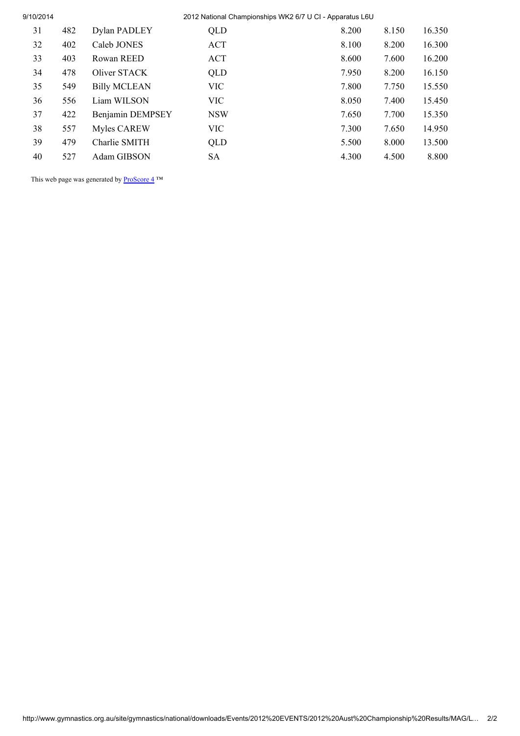| | | | | | | |
|---|---|---|---|---|---|---|
| 31 | 482 | Dylan PADLEY | QLD | 8.200 | 8.150 | 16.350 |
| 32 | 402 | Caleb JONES | ACT | 8.100 | 8.200 | 16.300 |
| 33 | 403 | Rowan REED | ACT | 8.600 | 7.600 | 16.200 |
| 34 | 478 | Oliver STACK | QLD | 7.950 | 8.200 | 16.150 |
| 35 | 549 | Billy MCLEAN | VIC | 7.800 | 7.750 | 15.550 |
| 36 | 556 | Liam WILSON | VIC | 8.050 | 7.400 | 15.450 |
| 37 | 422 | Benjamin DEMPSEY | NSW | 7.650 | 7.700 | 15.350 |
| 38 | 557 | Myles CAREW | VIC | 7.300 | 7.650 | 14.950 |
| 39 | 479 | Charlie SMITH | QLD | 5.500 | 8.000 | 13.500 |
| 40 | 527 | Adam GIBSON | SA | 4.300 | 4.500 | 8.800 |

This web page was generated by ProScore 4 ™